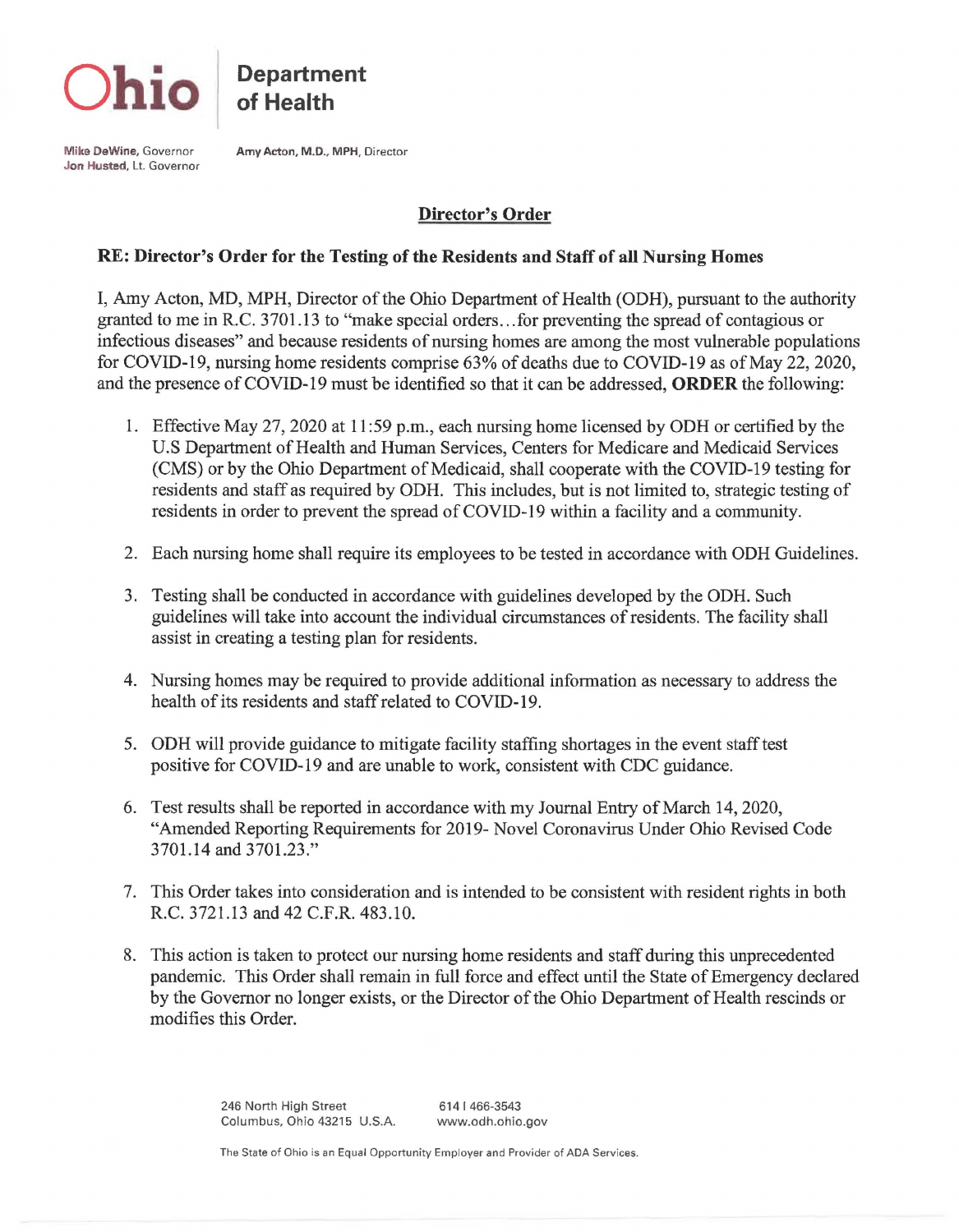**Ohio** | **Department of Health**

**Mike DeWine**, Governor
**Jon Husted**, Lt. Governor

**Amy Acton, M.D., MPH**, Director

## Director's Order

### RE: Director's Order for the Testing of the Residents and Staff of all Nursing Homes

I, Amy Acton, MD, MPH, Director of the Ohio Department of Health (ODH), pursuant to the authority granted to me in R.C. 3701.13 to "make special orders…for preventing the spread of contagious or infectious diseases" and because residents of nursing homes are among the most vulnerable populations for COVID-19, nursing home residents comprise 63% of deaths due to COVID-19 as of May 22, 2020, and the presence of COVID-19 must be identified so that it can be addressed, **ORDER** the following:

1. Effective May 27, 2020 at 11:59 p.m., each nursing home licensed by ODH or certified by the U.S Department of Health and Human Services, Centers for Medicare and Medicaid Services (CMS) or by the Ohio Department of Medicaid, shall cooperate with the COVID-19 testing for residents and staff as required by ODH. This includes, but is not limited to, strategic testing of residents in order to prevent the spread of COVID-19 within a facility and a community.
2. Each nursing home shall require its employees to be tested in accordance with ODH Guidelines.
3. Testing shall be conducted in accordance with guidelines developed by the ODH. Such guidelines will take into account the individual circumstances of residents. The facility shall assist in creating a testing plan for residents.
4. Nursing homes may be required to provide additional information as necessary to address the health of its residents and staff related to COVID-19.
5. ODH will provide guidance to mitigate facility staffing shortages in the event staff test positive for COVID-19 and are unable to work, consistent with CDC guidance.
6. Test results shall be reported in accordance with my Journal Entry of March 14, 2020, "Amended Reporting Requirements for 2019- Novel Coronavirus Under Ohio Revised Code 3701.14 and 3701.23."
7. This Order takes into consideration and is intended to be consistent with resident rights in both R.C. 3721.13 and 42 C.F.R. 483.10.
8. This action is taken to protect our nursing home residents and staff during this unprecedented pandemic. This Order shall remain in full force and effect until the State of Emergency declared by the Governor no longer exists, or the Director of the Ohio Department of Health rescinds or modifies this Order.

246 North High Street
Columbus, Ohio 43215 U.S.A.

614 | 466-3543
www.odh.ohio.gov

The State of Ohio is an Equal Opportunity Employer and Provider of ADA Services.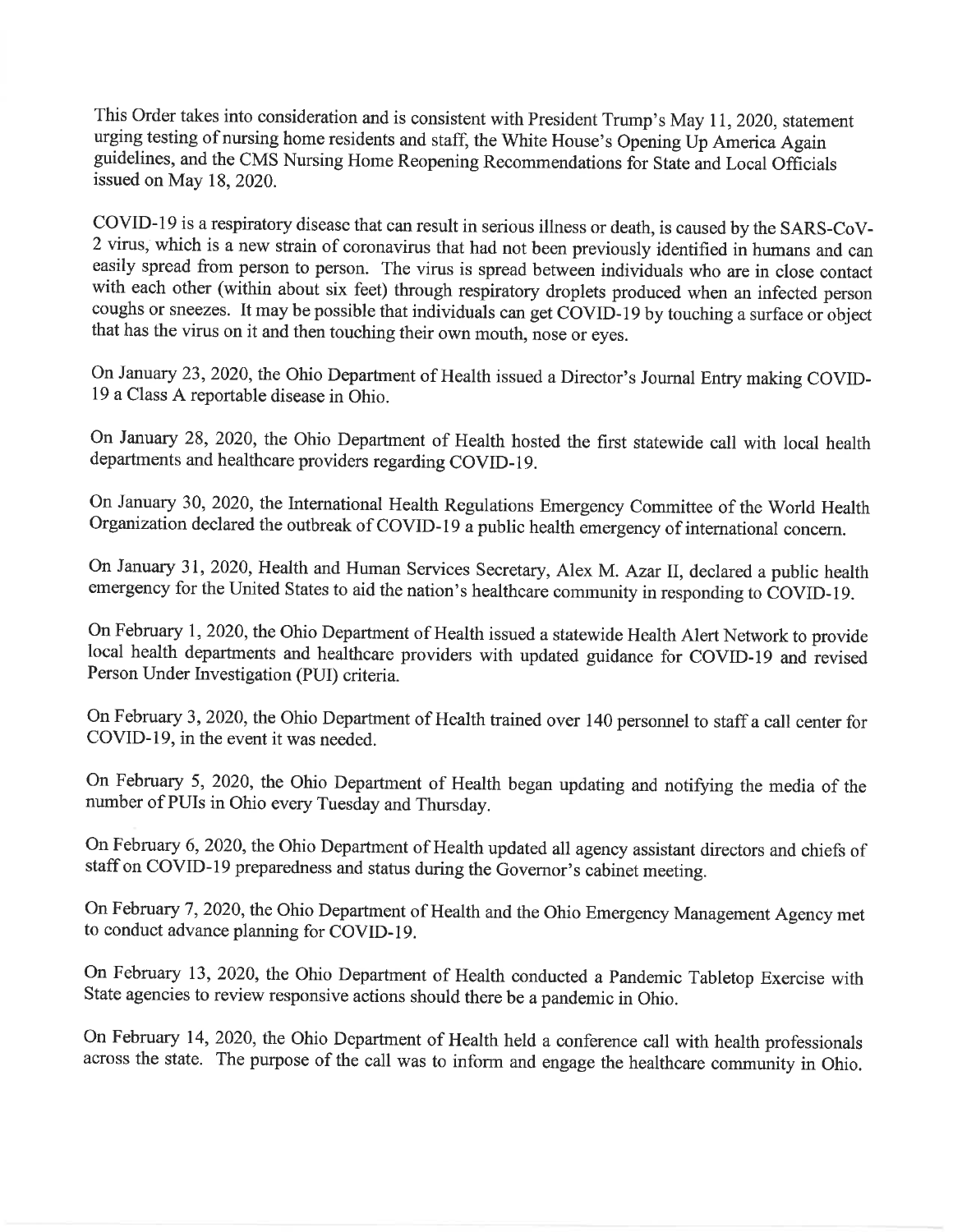This Order takes into consideration and is consistent with President Trump's May 11, 2020, statement urging testing of nursing home residents and staff, the White House's Opening Up America Again guidelines, and the CMS Nursing Home Reopening Recommendations for State and Local Officials issued on May 18, 2020.

COVID-19 is a respiratory disease that can result in serious illness or death, is caused by the SARS-CoV-2 virus, which is a new strain of coronavirus that had not been previously identified in humans and can easily spread from person to person. The virus is spread between individuals who are in close contact with each other (within about six feet) through respiratory droplets produced when an infected person coughs or sneezes. It may be possible that individuals can get COVID-19 by touching a surface or object that has the virus on it and then touching their own mouth, nose or eyes.

On January 23, 2020, the Ohio Department of Health issued a Director's Journal Entry making COVID-19 a Class A reportable disease in Ohio.

On January 28, 2020, the Ohio Department of Health hosted the first statewide call with local health departments and healthcare providers regarding COVID-19.

On January 30, 2020, the International Health Regulations Emergency Committee of the World Health Organization declared the outbreak of COVID-19 a public health emergency of international concern.

On January 31, 2020, Health and Human Services Secretary, Alex M. Azar II, declared a public health emergency for the United States to aid the nation's healthcare community in responding to COVID-19.

On February 1, 2020, the Ohio Department of Health issued a statewide Health Alert Network to provide local health departments and healthcare providers with updated guidance for COVID-19 and revised Person Under Investigation (PUI) criteria.

On February 3, 2020, the Ohio Department of Health trained over 140 personnel to staff a call center for COVID-19, in the event it was needed.

On February 5, 2020, the Ohio Department of Health began updating and notifying the media of the number of PUIs in Ohio every Tuesday and Thursday.

On February 6, 2020, the Ohio Department of Health updated all agency assistant directors and chiefs of staff on COVID-19 preparedness and status during the Governor's cabinet meeting.

On February 7, 2020, the Ohio Department of Health and the Ohio Emergency Management Agency met to conduct advance planning for COVID-19.

On February 13, 2020, the Ohio Department of Health conducted a Pandemic Tabletop Exercise with State agencies to review responsive actions should there be a pandemic in Ohio.

On February 14, 2020, the Ohio Department of Health held a conference call with health professionals across the state. The purpose of the call was to inform and engage the healthcare community in Ohio.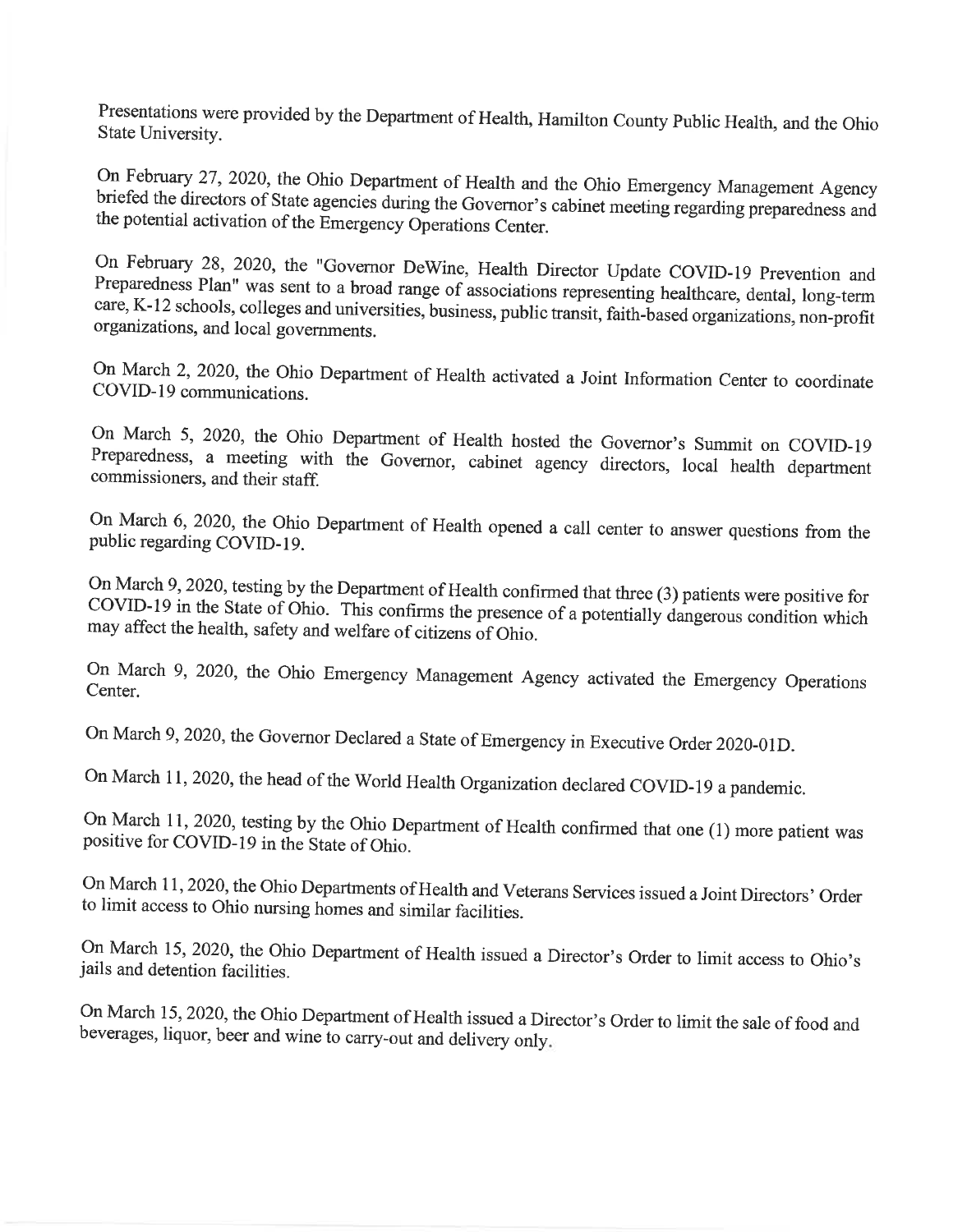Presentations were provided by the Department of Health, Hamilton County Public Health, and the Ohio State University.

On February 27, 2020, the Ohio Department of Health and the Ohio Emergency Management Agency briefed the directors of State agencies during the Governor's cabinet meeting regarding preparedness and the potential activation of the Emergency Operations Center.

On February 28, 2020, the "Governor DeWine, Health Director Update COVID-19 Prevention and Preparedness Plan" was sent to a broad range of associations representing healthcare, dental, long-term care, K-12 schools, colleges and universities, business, public transit, faith-based organizations, non-profit organizations, and local governments.

On March 2, 2020, the Ohio Department of Health activated a Joint Information Center to coordinate COVID-19 communications.

On March 5, 2020, the Ohio Department of Health hosted the Governor's Summit on COVID-19 Preparedness, a meeting with the Governor, cabinet agency directors, local health department commissioners, and their staff.

On March 6, 2020, the Ohio Department of Health opened a call center to answer questions from the public regarding COVID-19.

On March 9, 2020, testing by the Department of Health confirmed that three (3) patients were positive for COVID-19 in the State of Ohio. This confirms the presence of a potentially dangerous condition which may affect the health, safety and welfare of citizens of Ohio.

On March 9, 2020, the Ohio Emergency Management Agency activated the Emergency Operations Center.

On March 9, 2020, the Governor Declared a State of Emergency in Executive Order 2020-01D.

On March 11, 2020, the head of the World Health Organization declared COVID-19 a pandemic.

On March 11, 2020, testing by the Ohio Department of Health confirmed that one (1) more patient was positive for COVID-19 in the State of Ohio.

On March 11, 2020, the Ohio Departments of Health and Veterans Services issued a Joint Directors' Order to limit access to Ohio nursing homes and similar facilities.

On March 15, 2020, the Ohio Department of Health issued a Director's Order to limit access to Ohio's jails and detention facilities.

On March 15, 2020, the Ohio Department of Health issued a Director's Order to limit the sale of food and beverages, liquor, beer and wine to carry-out and delivery only.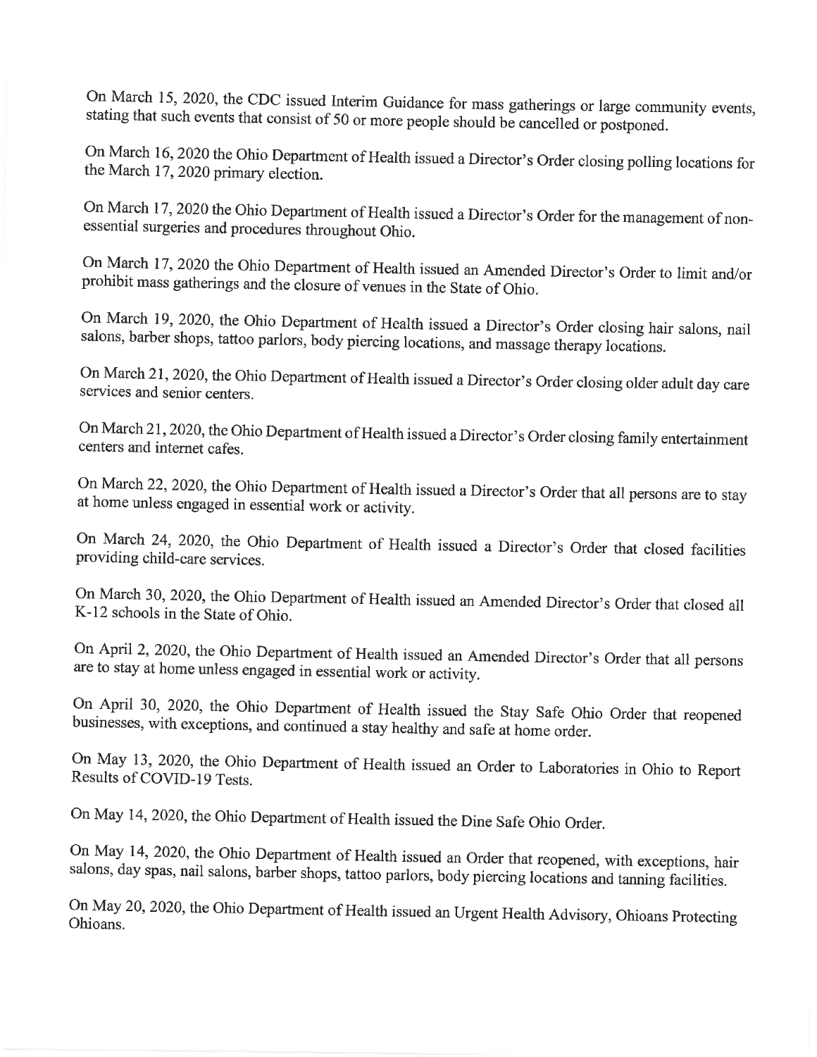On March 15, 2020, the CDC issued Interim Guidance for mass gatherings or large community events, stating that such events that consist of 50 or more people should be cancelled or postponed.

On March 16, 2020 the Ohio Department of Health issued a Director's Order closing polling locations for the March 17, 2020 primary election.

On March 17, 2020 the Ohio Department of Health issued a Director's Order for the management of non-essential surgeries and procedures throughout Ohio.

On March 17, 2020 the Ohio Department of Health issued an Amended Director's Order to limit and/or prohibit mass gatherings and the closure of venues in the State of Ohio.

On March 19, 2020, the Ohio Department of Health issued a Director's Order closing hair salons, nail salons, barber shops, tattoo parlors, body piercing locations, and massage therapy locations.

On March 21, 2020, the Ohio Department of Health issued a Director's Order closing older adult day care services and senior centers.

On March 21, 2020, the Ohio Department of Health issued a Director's Order closing family entertainment centers and internet cafes.

On March 22, 2020, the Ohio Department of Health issued a Director's Order that all persons are to stay at home unless engaged in essential work or activity.

On March 24, 2020, the Ohio Department of Health issued a Director's Order that closed facilities providing child-care services.

On March 30, 2020, the Ohio Department of Health issued an Amended Director's Order that closed all K-12 schools in the State of Ohio.

On April 2, 2020, the Ohio Department of Health issued an Amended Director's Order that all persons are to stay at home unless engaged in essential work or activity.

On April 30, 2020, the Ohio Department of Health issued the Stay Safe Ohio Order that reopened businesses, with exceptions, and continued a stay healthy and safe at home order.

On May 13, 2020, the Ohio Department of Health issued an Order to Laboratories in Ohio to Report Results of COVID-19 Tests.

On May 14, 2020, the Ohio Department of Health issued the Dine Safe Ohio Order.

On May 14, 2020, the Ohio Department of Health issued an Order that reopened, with exceptions, hair salons, day spas, nail salons, barber shops, tattoo parlors, body piercing locations and tanning facilities.

On May 20, 2020, the Ohio Department of Health issued an Urgent Health Advisory, Ohioans Protecting Ohioans.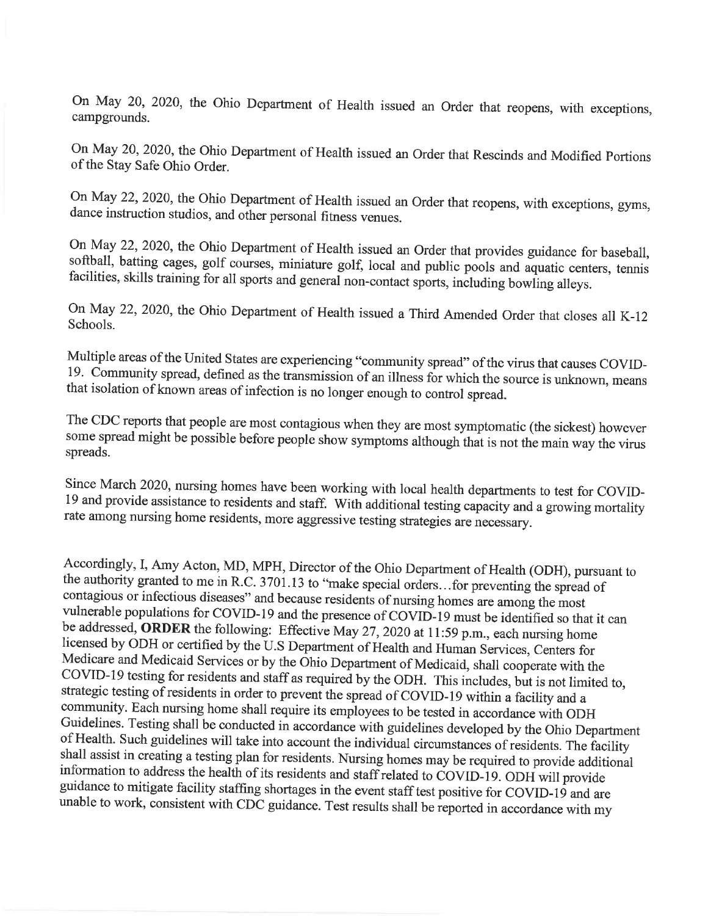On May 20, 2020, the Ohio Department of Health issued an Order that reopens, with exceptions, campgrounds.

On May 20, 2020, the Ohio Department of Health issued an Order that Rescinds and Modified Portions of the Stay Safe Ohio Order.

On May 22, 2020, the Ohio Department of Health issued an Order that reopens, with exceptions, gyms, dance instruction studios, and other personal fitness venues.

On May 22, 2020, the Ohio Department of Health issued an Order that provides guidance for baseball, softball, batting cages, golf courses, miniature golf, local and public pools and aquatic centers, tennis facilities, skills training for all sports and general non-contact sports, including bowling alleys.

On May 22, 2020, the Ohio Department of Health issued a Third Amended Order that closes all K-12 Schools.

Multiple areas of the United States are experiencing "community spread" of the virus that causes COVID-19. Community spread, defined as the transmission of an illness for which the source is unknown, means that isolation of known areas of infection is no longer enough to control spread.

The CDC reports that people are most contagious when they are most symptomatic (the sickest) however some spread might be possible before people show symptoms although that is not the main way the virus spreads.

Since March 2020, nursing homes have been working with local health departments to test for COVID-19 and provide assistance to residents and staff. With additional testing capacity and a growing mortality rate among nursing home residents, more aggressive testing strategies are necessary.

Accordingly, I, Amy Acton, MD, MPH, Director of the Ohio Department of Health (ODH), pursuant to the authority granted to me in R.C. 3701.13 to "make special orders…for preventing the spread of contagious or infectious diseases" and because residents of nursing homes are among the most vulnerable populations for COVID-19 and the presence of COVID-19 must be identified so that it can be addressed, **ORDER** the following: Effective May 27, 2020 at 11:59 p.m., each nursing home licensed by ODH or certified by the U.S Department of Health and Human Services, Centers for Medicare and Medicaid Services or by the Ohio Department of Medicaid, shall cooperate with the COVID-19 testing for residents and staff as required by the ODH. This includes, but is not limited to, strategic testing of residents in order to prevent the spread of COVID-19 within a facility and a community. Each nursing home shall require its employees to be tested in accordance with ODH Guidelines. Testing shall be conducted in accordance with guidelines developed by the Ohio Department of Health. Such guidelines will take into account the individual circumstances of residents. The facility shall assist in creating a testing plan for residents. Nursing homes may be required to provide additional information to address the health of its residents and staff related to COVID-19. ODH will provide guidance to mitigate facility staffing shortages in the event staff test positive for COVID-19 and are unable to work, consistent with CDC guidance. Test results shall be reported in accordance with my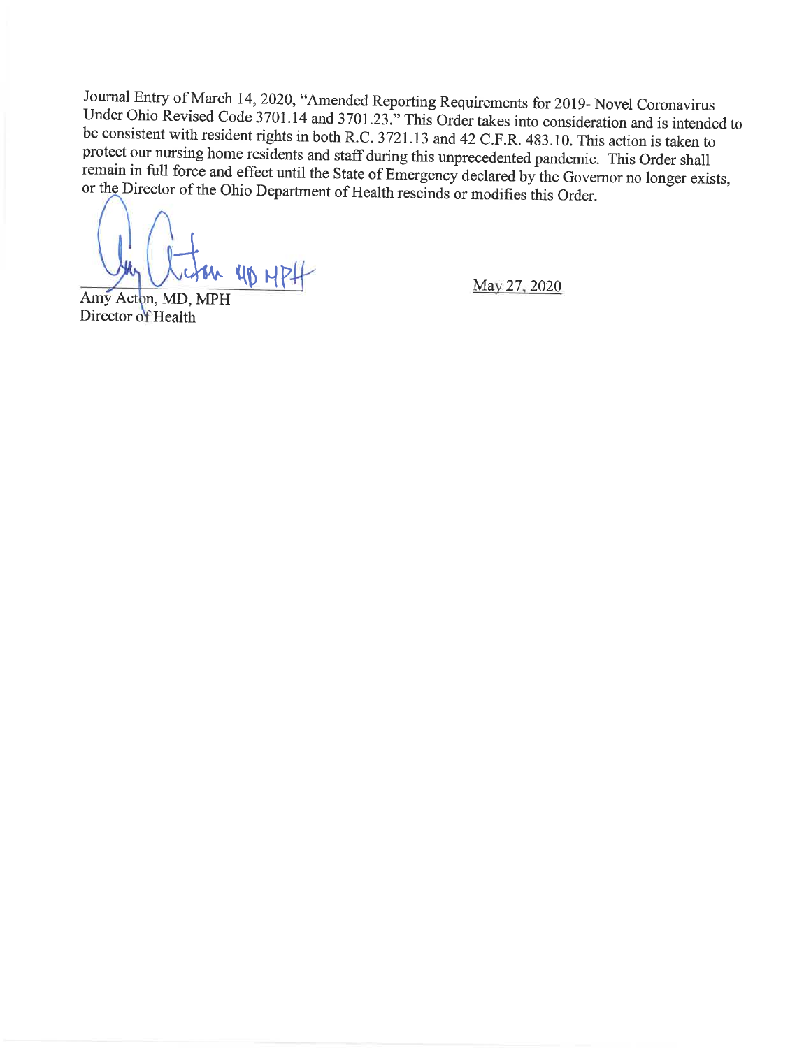Journal Entry of March 14, 2020, "Amended Reporting Requirements for 2019- Novel Coronavirus Under Ohio Revised Code 3701.14 and 3701.23." This Order takes into consideration and is intended to be consistent with resident rights in both R.C. 3721.13 and 42 C.F.R. 483.10. This action is taken to protect our nursing home residents and staff during this unprecedented pandemic. This Order shall remain in full force and effect until the State of Emergency declared by the Governor no longer exists, or the Director of the Ohio Department of Health rescinds or modifies this Order.

Amy Acton, MD, MPH
Director of Health

May 27, 2020